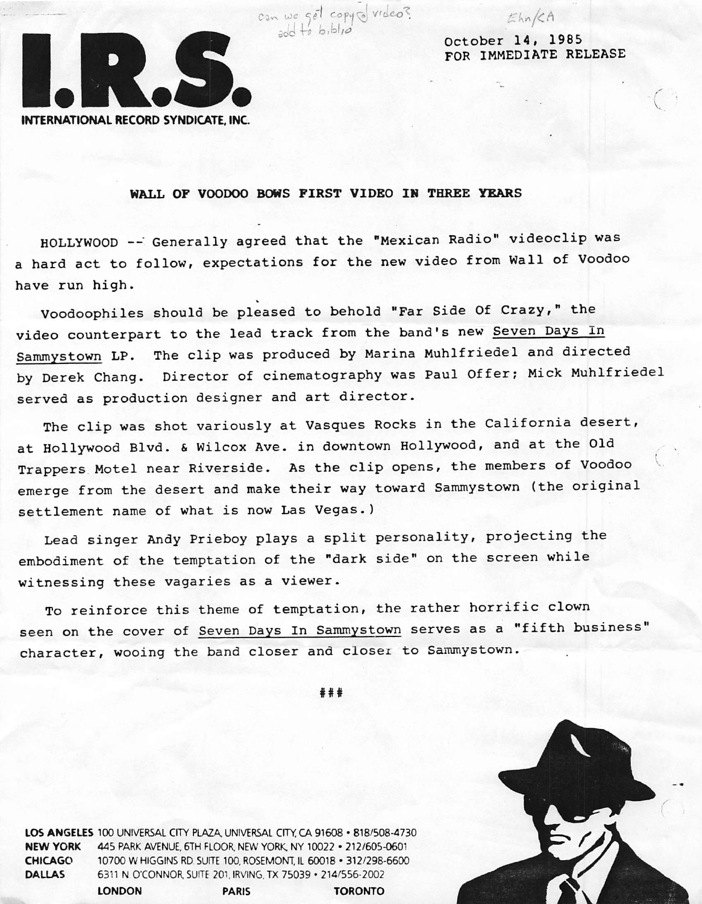can we get copy of video? add to biblio

Ehn/KA

**I.R.S.**

**INTERNATIONAL RECORD SYNDICATE, INC.**

October 14, 1985
FOR IMMEDIATE RELEASE

## WALL OF VOODOO BOWS FIRST VIDEO IN THREE YEARS

HOLLYWOOD -- Generally agreed that the "Mexican Radio" videoclip was a hard act to follow, expectations for the new video from Wall of Voodoo have run high.

Voodoophiles should be pleased to behold "Far Side Of Crazy," the video counterpart to the lead track from the band's new Seven Days In Sammystown LP. The clip was produced by Marina Muhlfriedel and directed by Derek Chang. Director of cinematography was Paul Offer; Mick Muhlfriedel served as production designer and art director.

The clip was shot variously at Vasques Rocks in the California desert, at Hollywood Blvd. & Wilcox Ave. in downtown Hollywood, and at the Old Trappers Motel near Riverside. As the clip opens, the members of Voodoo emerge from the desert and make their way toward Sammystown (the original settlement name of what is now Las Vegas.)

Lead singer Andy Prieboy plays a split personality, projecting the embodiment of the temptation of the "dark side" on the screen while witnessing these vagaries as a viewer.

To reinforce this theme of temptation, the rather horrific clown seen on the cover of Seven Days In Sammystown serves as a "fifth business" character, wooing the band closer and closer to Sammystown.

###

**LOS ANGELES** 100 UNIVERSAL CITY PLAZA, UNIVERSAL CITY, CA 91608 • 818/508-4730
**NEW YORK** 445 PARK AVENUE, 6TH FLOOR, NEW YORK, NY 10022 • 212/605-0601
**CHICAGO** 10700 W HIGGINS RD. SUITE 100, ROSEMONT, IL 60018 • 312/298-6600
**DALLAS** 6311 N O'CONNOR, SUITE 201, IRVING, TX 75039 • 214/556-2002
**LONDON** **PARIS** **TORONTO**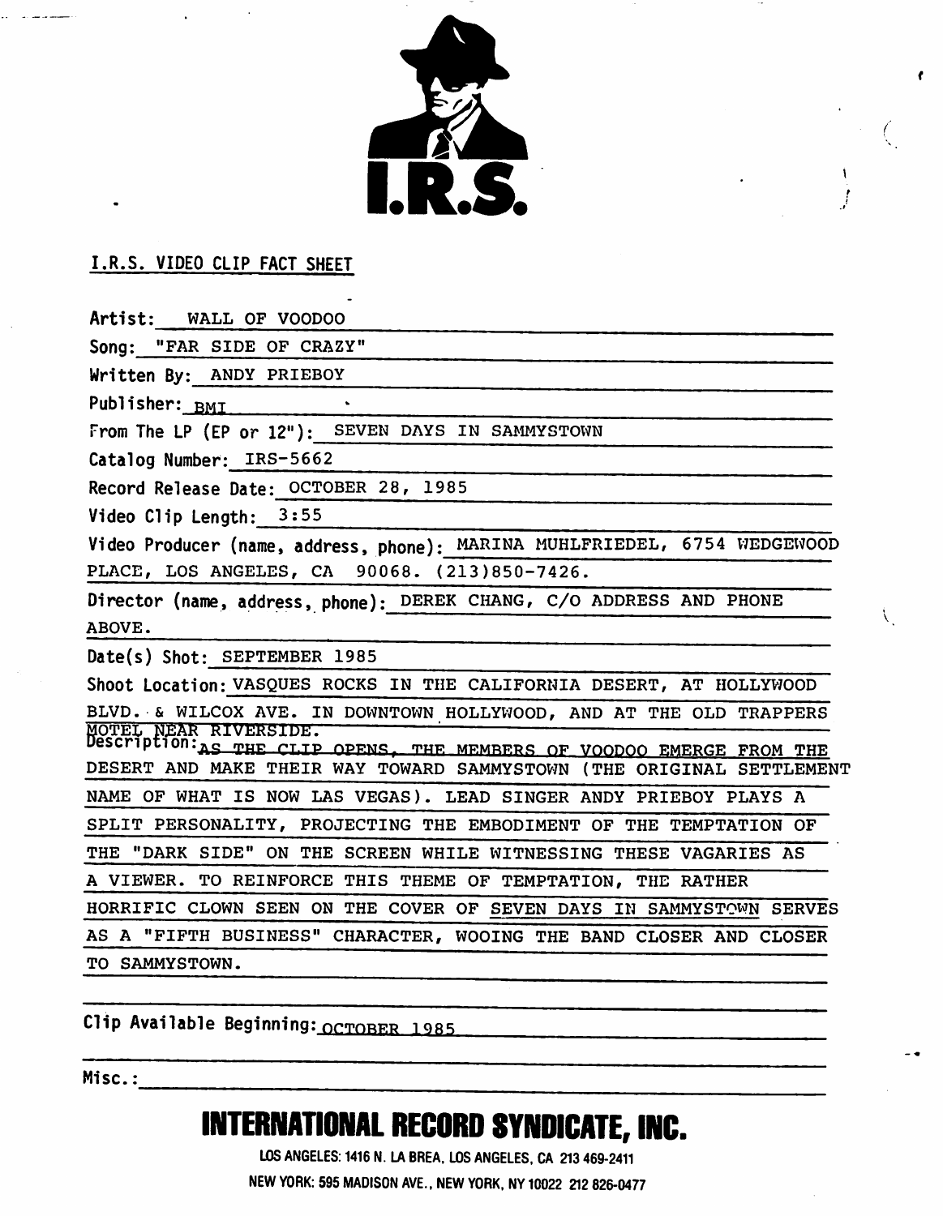I.R.S.

## I.R.S. VIDEO CLIP FACT SHEET

**Artist:** WALL OF VOODOO

**Song:** "FAR SIDE OF CRAZY"

**Written By:** ANDY PRIEBOY

**Publisher:** BMI

**From The LP (EP or 12"):** SEVEN DAYS IN SAMMYSTOWN

**Catalog Number:** IRS-5662

**Record Release Date:** OCTOBER 28, 1985

**Video Clip Length:** 3:55

**Video Producer (name, address, phone):** MARINA MUHLFRIEDEL, 6754 WEDGEWOOD PLACE, LOS ANGELES, CA 90068. (213)850-7426.

**Director (name, address, phone):** DEREK CHANG, C/O ADDRESS AND PHONE ABOVE.

**Date(s) Shot:** SEPTEMBER 1985

**Shoot Location:** VASQUES ROCKS IN THE CALIFORNIA DESERT, AT HOLLYWOOD BLVD. & WILCOX AVE. IN DOWNTOWN HOLLYWOOD, AND AT THE OLD TRAPPERS MOTEL NEAR RIVERSIDE.

**Description:** AS THE CLIP OPENS, THE MEMBERS OF VOODOO EMERGE FROM THE DESERT AND MAKE THEIR WAY TOWARD SAMMYSTOWN (THE ORIGINAL SETTLEMENT NAME OF WHAT IS NOW LAS VEGAS). LEAD SINGER ANDY PRIEBOY PLAYS A SPLIT PERSONALITY, PROJECTING THE EMBODIMENT OF THE TEMPTATION OF THE "DARK SIDE" ON THE SCREEN WHILE WITNESSING THESE VAGARIES AS A VIEWER. TO REINFORCE THIS THEME OF TEMPTATION, THE RATHER HORRIFIC CLOWN SEEN ON THE COVER OF SEVEN DAYS IN SAMMYSTOWN SERVES AS A "FIFTH BUSINESS" CHARACTER, WOOING THE BAND CLOSER AND CLOSER TO SAMMYSTOWN.

**Clip Available Beginning:** OCTOBER 1985

**Misc.:**

# INTERNATIONAL RECORD SYNDICATE, INC.

LOS ANGELES: 1416 N. LA BREA, LOS ANGELES, CA 213 469-2411

NEW YORK: 595 MADISON AVE., NEW YORK, NY 10022 212 826-0477